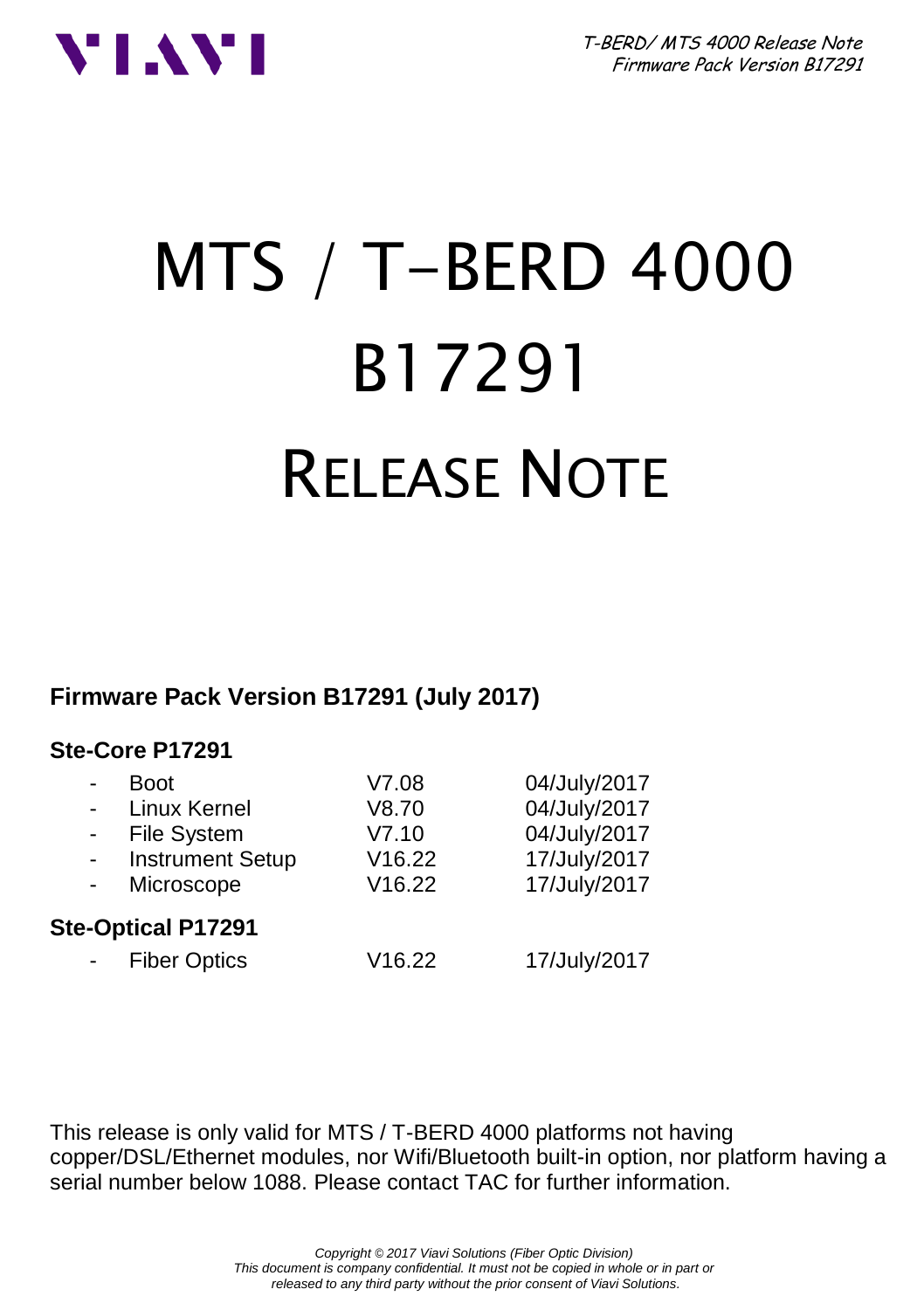# MTS / T-BERD 4000

# B17291

# RELEASE NOTE

**Firmware Pack Version B17291 (July 2017)**

**Ste-Core P17291**

| | | |
|---|---|---|
| - Boot | V7.08 | 04/July/2017 |
| - Linux Kernel | V8.70 | 04/July/2017 |
| - File System | V7.10 | 04/July/2017 |
| - Instrument Setup | V16.22 | 17/July/2017 |
| - Microscope | V16.22 | 17/July/2017 |

**Ste-Optical P17291**

| | | |
|---|---|---|
| - Fiber Optics | V16.22 | 17/July/2017 |

This release is only valid for MTS / T-BERD 4000 platforms not having copper/DSL/Ethernet modules, nor Wifi/Bluetooth built-in option, nor platform having a serial number below 1088. Please contact TAC for further information.

*Copyright © 2017 Viavi Solutions (Fiber Optic Division)*
*This document is company confidential. It must not be copied in whole or in part or released to any third party without the prior consent of Viavi Solutions.*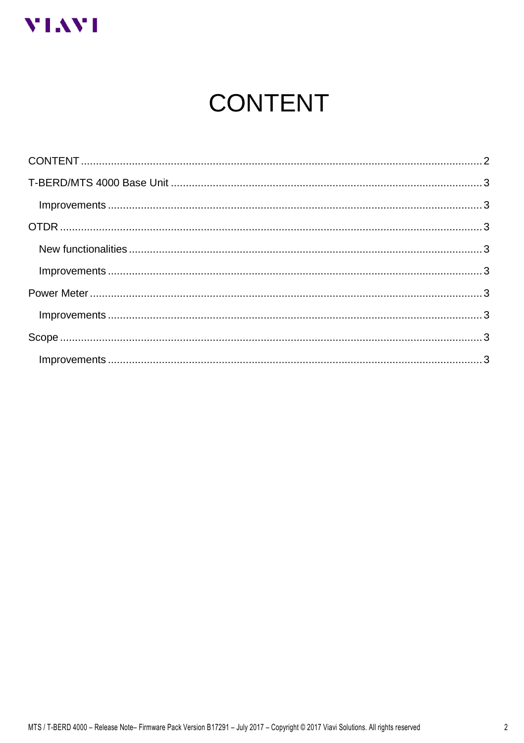# CONTENT

CONTENT ........................................................................................................................................ 2

T-BERD/MTS 4000 Base Unit ........................................................................................................ 3

  Improvements ............................................................................................................................ 3

OTDR ............................................................................................................................................ 3

  New functionalities ..................................................................................................................... 3

  Improvements ............................................................................................................................ 3

Power Meter .................................................................................................................................. 3

  Improvements ............................................................................................................................ 3

Scope ............................................................................................................................................ 3

  Improvements ............................................................................................................................ 3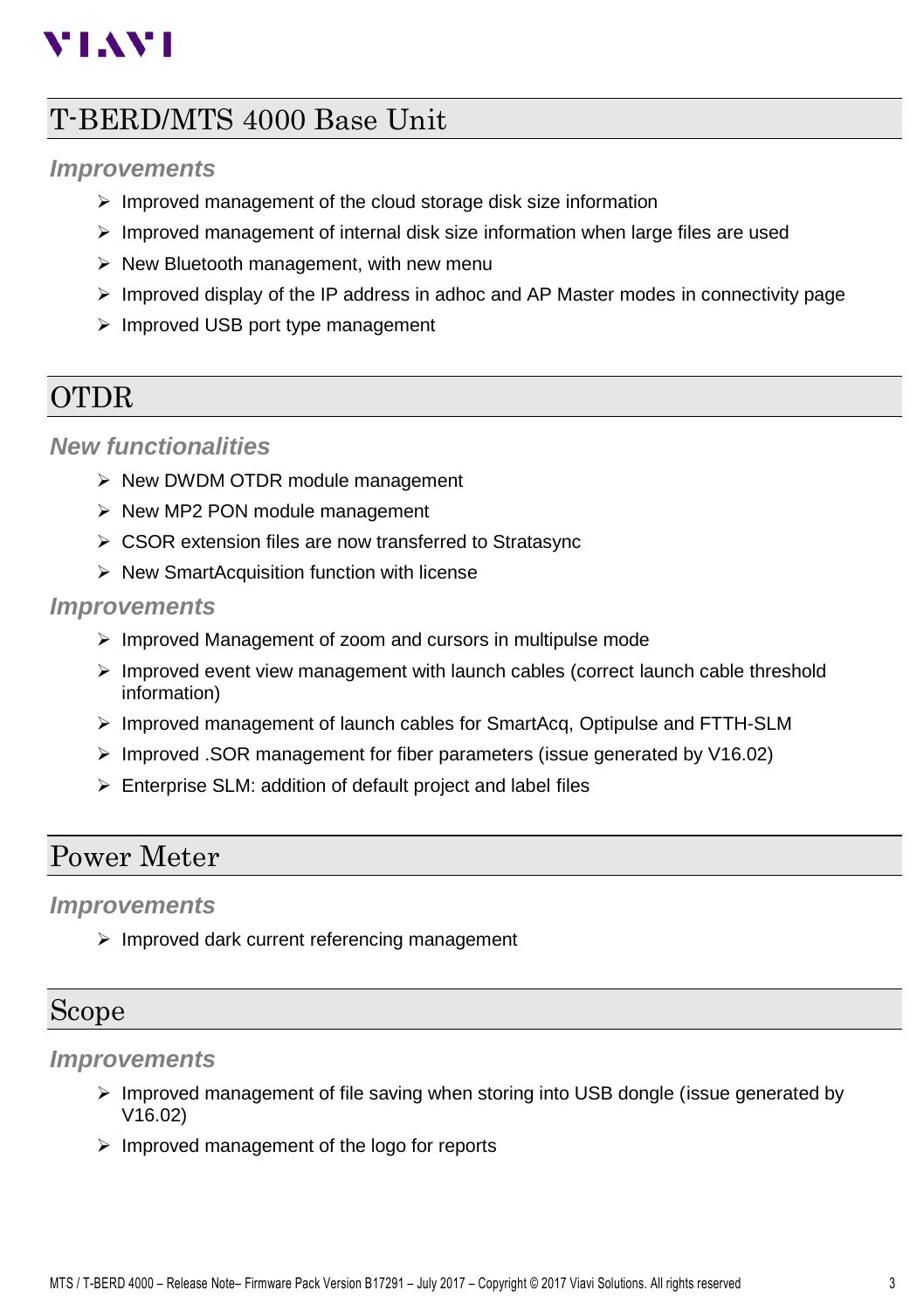## T-BERD/MTS 4000 Base Unit

### Improvements

- Improved management of the cloud storage disk size information
- Improved management of internal disk size information when large files are used
- New Bluetooth management, with new menu
- Improved display of the IP address in adhoc and AP Master modes in connectivity page
- Improved USB port type management

## OTDR

### New functionalities

- New DWDM OTDR module management
- New MP2 PON module management
- CSOR extension files are now transferred to Stratasync
- New SmartAcquisition function with license

### Improvements

- Improved Management of zoom and cursors in multipulse mode
- Improved event view management with launch cables (correct launch cable threshold information)
- Improved management of launch cables for SmartAcq, Optipulse and FTTH-SLM
- Improved .SOR management for fiber parameters (issue generated by V16.02)
- Enterprise SLM: addition of default project and label files

## Power Meter

### Improvements

- Improved dark current referencing management

## Scope

### Improvements

- Improved management of file saving when storing into USB dongle (issue generated by V16.02)
- Improved management of the logo for reports